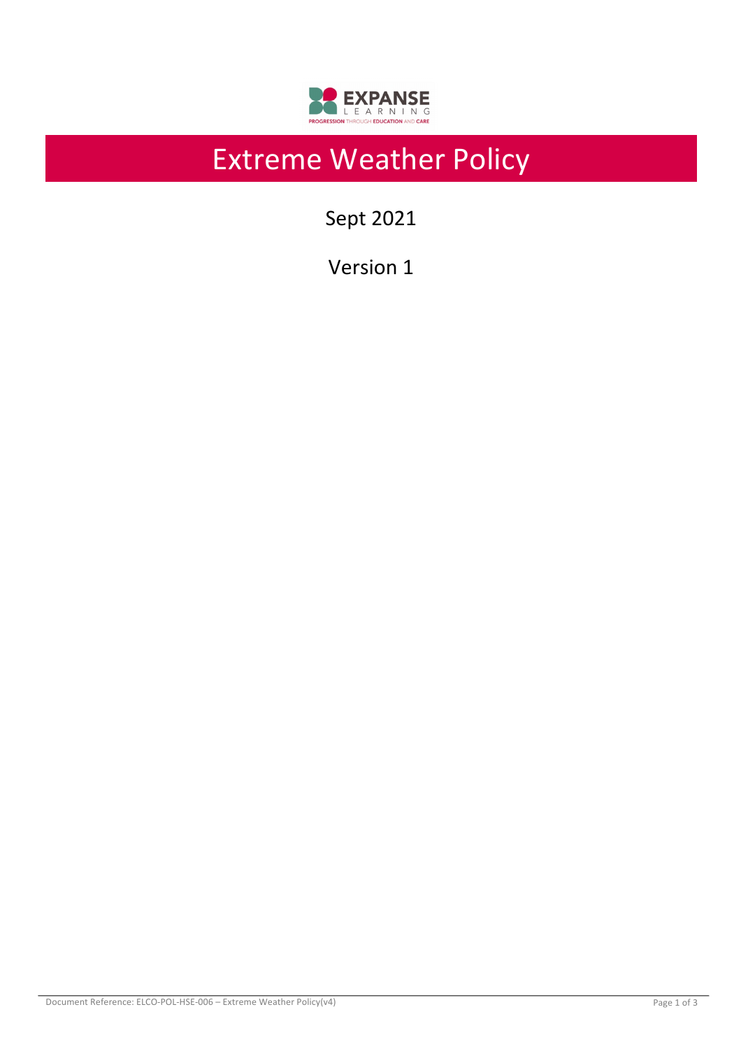# Extreme Weather Policy

Sept 2021

Version 1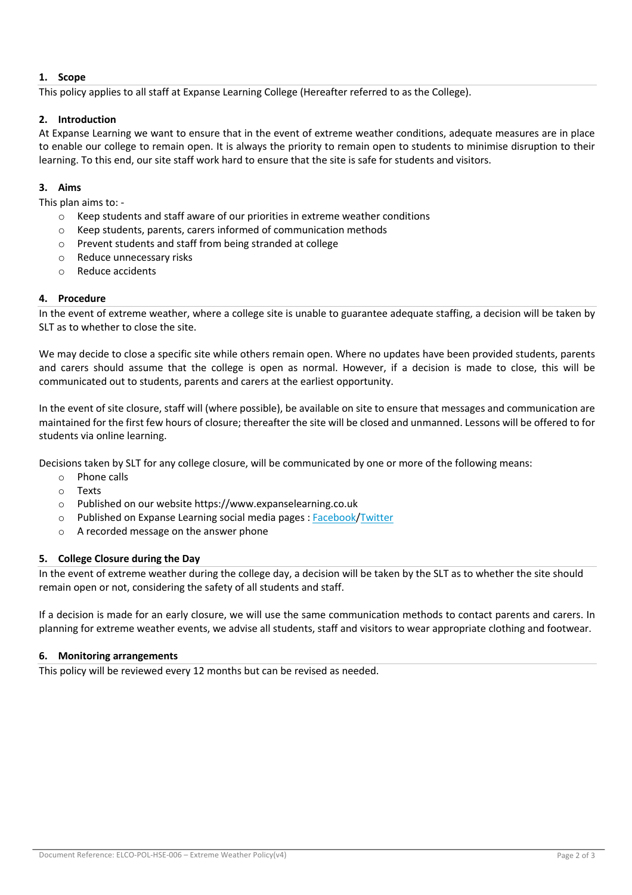## 1. Scope

This policy applies to all staff at Expanse Learning College (Hereafter referred to as the College).

## 2. Introduction

At Expanse Learning we want to ensure that in the event of extreme weather conditions, adequate measures are in place to enable our college to remain open. It is always the priority to remain open to students to minimise disruption to their learning. To this end, our site staff work hard to ensure that the site is safe for students and visitors.

## 3. Aims

This plan aims to: -

- Keep students and staff aware of our priorities in extreme weather conditions
- Keep students, parents, carers informed of communication methods
- Prevent students and staff from being stranded at college
- Reduce unnecessary risks
- Reduce accidents

## 4. Procedure

In the event of extreme weather, where a college site is unable to guarantee adequate staffing, a decision will be taken by SLT as to whether to close the site.

We may decide to close a specific site while others remain open. Where no updates have been provided students, parents and carers should assume that the college is open as normal. However, if a decision is made to close, this will be communicated out to students, parents and carers at the earliest opportunity.

In the event of site closure, staff will (where possible), be available on site to ensure that messages and communication are maintained for the first few hours of closure; thereafter the site will be closed and unmanned. Lessons will be offered to for students via online learning.

Decisions taken by SLT for any college closure, will be communicated by one or more of the following means:

- Phone calls
- Texts
- Published on our website https://www.expanselearning.co.uk
- Published on Expanse Learning social media pages : Facebook/Twitter
- A recorded message on the answer phone

## 5. College Closure during the Day

In the event of extreme weather during the college day, a decision will be taken by the SLT as to whether the site should remain open or not, considering the safety of all students and staff.

If a decision is made for an early closure, we will use the same communication methods to contact parents and carers. In planning for extreme weather events, we advise all students, staff and visitors to wear appropriate clothing and footwear.

## 6. Monitoring arrangements

This policy will be reviewed every 12 months but can be revised as needed.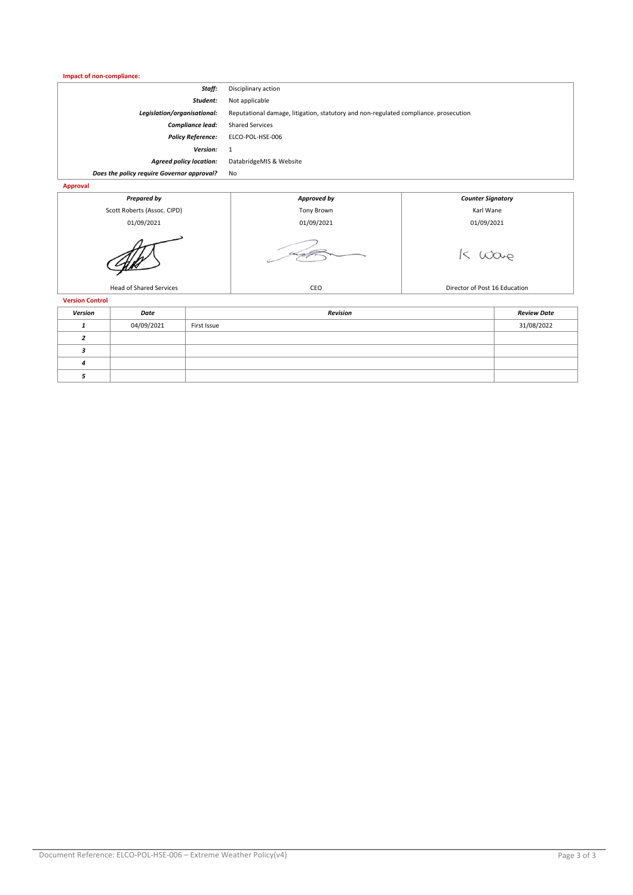**Impact of non-compliance:**

| | |
|---|---|
| ***Staff:*** | Disciplinary action |
| ***Student:*** | Not applicable |
| ***Legislation/organisational:*** | Reputational damage, litigation, statutory and non-regulated compliance. prosecution |
| ***Compliance lead:*** | Shared Services |
| ***Policy Reference:*** | ELCO-POL-HSE-006 |
| ***Version:*** | 1 |
| ***Agreed policy location:*** | DatabridgeMIS & Website |
| ***Does the policy require Governor approval?*** | No |

**Approval**

| ***Prepared by*** | ***Approved by*** | ***Counter Signatory*** |
|---|---|---|
| Scott Roberts (Assoc. CIPD) | Tony Brown | Karl Wane |
| 01/09/2021 | 01/09/2021 | 01/09/2021 |
| | | K Wane |
| Head of Shared Services | CEO | Director of Post 16 Education |

**Version Control**

| *Version* | *Date* | *Revision* | *Review Date* |
|---|---|---|---|
| *1* | 04/09/2021 | First Issue | 31/08/2022 |
| *2* | | | |
| *3* | | | |
| *4* | | | |
| *5* | | | |